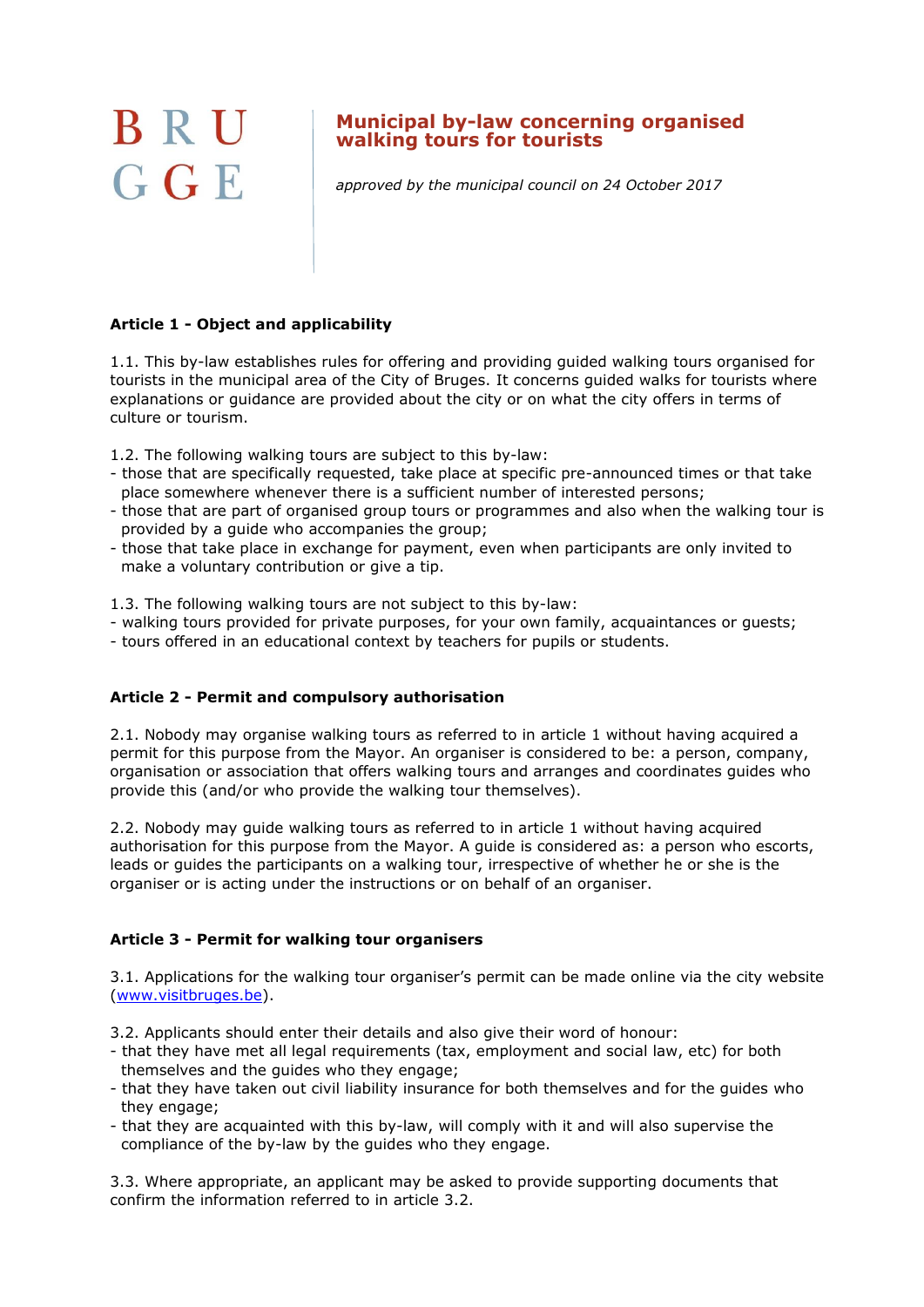BRU
GGE

# Municipal by-law concerning organised walking tours for tourists

*approved by the municipal council on 24 October 2017*

**Article 1 - Object and applicability**

1.1. This by-law establishes rules for offering and providing guided walking tours organised for tourists in the municipal area of the City of Bruges. It concerns guided walks for tourists where explanations or guidance are provided about the city or on what the city offers in terms of culture or tourism.

1.2. The following walking tours are subject to this by-law:
- those that are specifically requested, take place at specific pre-announced times or that take place somewhere whenever there is a sufficient number of interested persons;
- those that are part of organised group tours or programmes and also when the walking tour is provided by a guide who accompanies the group;
- those that take place in exchange for payment, even when participants are only invited to make a voluntary contribution or give a tip.

1.3. The following walking tours are not subject to this by-law:
- walking tours provided for private purposes, for your own family, acquaintances or guests;
- tours offered in an educational context by teachers for pupils or students.

**Article 2 - Permit and compulsory authorisation**

2.1. Nobody may organise walking tours as referred to in article 1 without having acquired a permit for this purpose from the Mayor. An organiser is considered to be: a person, company, organisation or association that offers walking tours and arranges and coordinates guides who provide this (and/or who provide the walking tour themselves).

2.2. Nobody may guide walking tours as referred to in article 1 without having acquired authorisation for this purpose from the Mayor. A guide is considered as: a person who escorts, leads or guides the participants on a walking tour, irrespective of whether he or she is the organiser or is acting under the instructions or on behalf of an organiser.

**Article 3 - Permit for walking tour organisers**

3.1. Applications for the walking tour organiser's permit can be made online via the city website (www.visitbruges.be).

3.2. Applicants should enter their details and also give their word of honour:
- that they have met all legal requirements (tax, employment and social law, etc) for both themselves and the guides who they engage;
- that they have taken out civil liability insurance for both themselves and for the guides who they engage;
- that they are acquainted with this by-law, will comply with it and will also supervise the compliance of the by-law by the guides who they engage.

3.3. Where appropriate, an applicant may be asked to provide supporting documents that confirm the information referred to in article 3.2.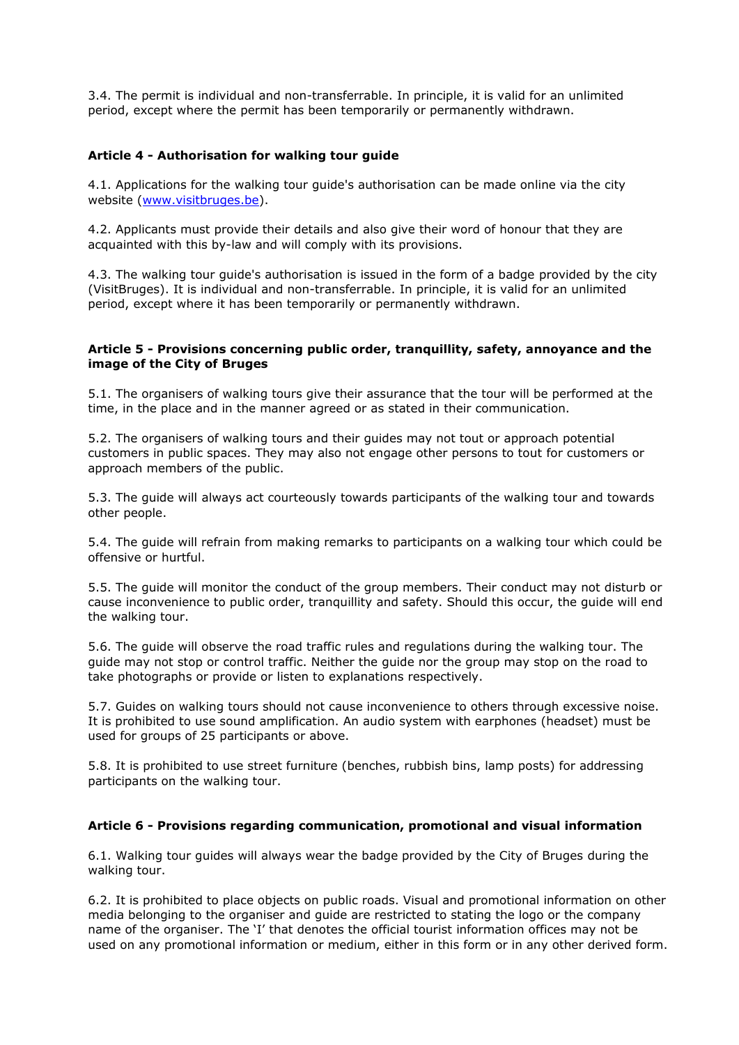3.4. The permit is individual and non-transferrable. In principle, it is valid for an unlimited period, except where the permit has been temporarily or permanently withdrawn.

**Article 4 - Authorisation for walking tour guide**

4.1. Applications for the walking tour guide's authorisation can be made online via the city website (www.visitbruges.be).

4.2. Applicants must provide their details and also give their word of honour that they are acquainted with this by-law and will comply with its provisions.

4.3. The walking tour guide's authorisation is issued in the form of a badge provided by the city (VisitBruges). It is individual and non-transferrable. In principle, it is valid for an unlimited period, except where it has been temporarily or permanently withdrawn.

**Article 5 - Provisions concerning public order, tranquillity, safety, annoyance and the image of the City of Bruges**

5.1. The organisers of walking tours give their assurance that the tour will be performed at the time, in the place and in the manner agreed or as stated in their communication.

5.2. The organisers of walking tours and their guides may not tout or approach potential customers in public spaces. They may also not engage other persons to tout for customers or approach members of the public.

5.3. The guide will always act courteously towards participants of the walking tour and towards other people.

5.4. The guide will refrain from making remarks to participants on a walking tour which could be offensive or hurtful.

5.5. The guide will monitor the conduct of the group members. Their conduct may not disturb or cause inconvenience to public order, tranquillity and safety. Should this occur, the guide will end the walking tour.

5.6. The guide will observe the road traffic rules and regulations during the walking tour. The guide may not stop or control traffic. Neither the guide nor the group may stop on the road to take photographs or provide or listen to explanations respectively.

5.7. Guides on walking tours should not cause inconvenience to others through excessive noise. It is prohibited to use sound amplification. An audio system with earphones (headset) must be used for groups of 25 participants or above.

5.8. It is prohibited to use street furniture (benches, rubbish bins, lamp posts) for addressing participants on the walking tour.

**Article 6 - Provisions regarding communication, promotional and visual information**

6.1. Walking tour guides will always wear the badge provided by the City of Bruges during the walking tour.

6.2. It is prohibited to place objects on public roads. Visual and promotional information on other media belonging to the organiser and guide are restricted to stating the logo or the company name of the organiser. The 'I' that denotes the official tourist information offices may not be used on any promotional information or medium, either in this form or in any other derived form.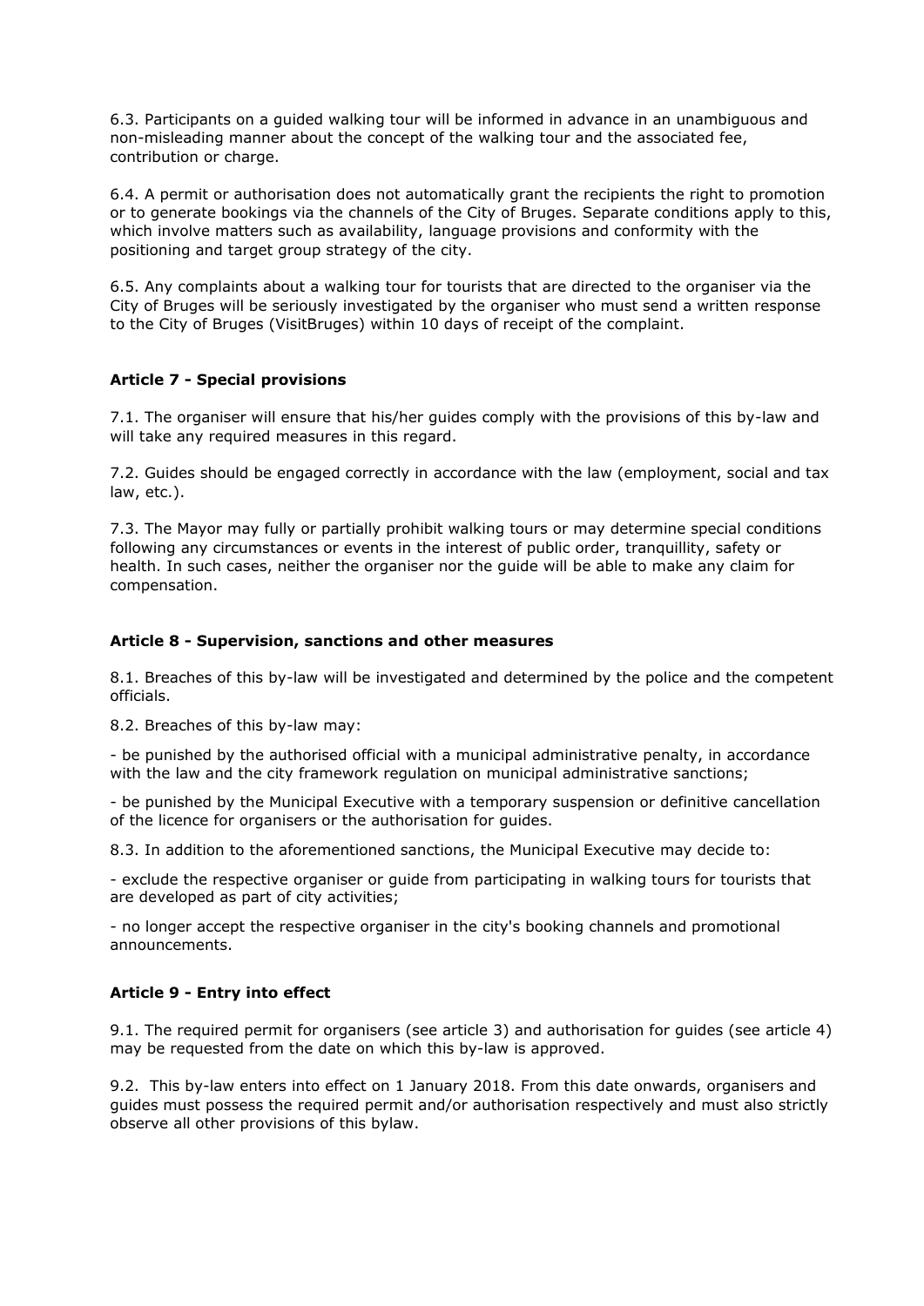6.3. Participants on a guided walking tour will be informed in advance in an unambiguous and non-misleading manner about the concept of the walking tour and the associated fee, contribution or charge.

6.4. A permit or authorisation does not automatically grant the recipients the right to promotion or to generate bookings via the channels of the City of Bruges. Separate conditions apply to this, which involve matters such as availability, language provisions and conformity with the positioning and target group strategy of the city.

6.5. Any complaints about a walking tour for tourists that are directed to the organiser via the City of Bruges will be seriously investigated by the organiser who must send a written response to the City of Bruges (VisitBruges) within 10 days of receipt of the complaint.

### Article 7 - Special provisions

7.1. The organiser will ensure that his/her guides comply with the provisions of this by-law and will take any required measures in this regard.

7.2. Guides should be engaged correctly in accordance with the law (employment, social and tax law, etc.).

7.3. The Mayor may fully or partially prohibit walking tours or may determine special conditions following any circumstances or events in the interest of public order, tranquillity, safety or health. In such cases, neither the organiser nor the guide will be able to make any claim for compensation.

### Article 8 - Supervision, sanctions and other measures

8.1. Breaches of this by-law will be investigated and determined by the police and the competent officials.

8.2. Breaches of this by-law may:

- be punished by the authorised official with a municipal administrative penalty, in accordance with the law and the city framework regulation on municipal administrative sanctions;

- be punished by the Municipal Executive with a temporary suspension or definitive cancellation of the licence for organisers or the authorisation for guides.

8.3. In addition to the aforementioned sanctions, the Municipal Executive may decide to:

- exclude the respective organiser or guide from participating in walking tours for tourists that are developed as part of city activities;

- no longer accept the respective organiser in the city's booking channels and promotional announcements.

### Article 9 - Entry into effect

9.1. The required permit for organisers (see article 3) and authorisation for guides (see article 4) may be requested from the date on which this by-law is approved.

9.2. This by-law enters into effect on 1 January 2018. From this date onwards, organisers and guides must possess the required permit and/or authorisation respectively and must also strictly observe all other provisions of this bylaw.